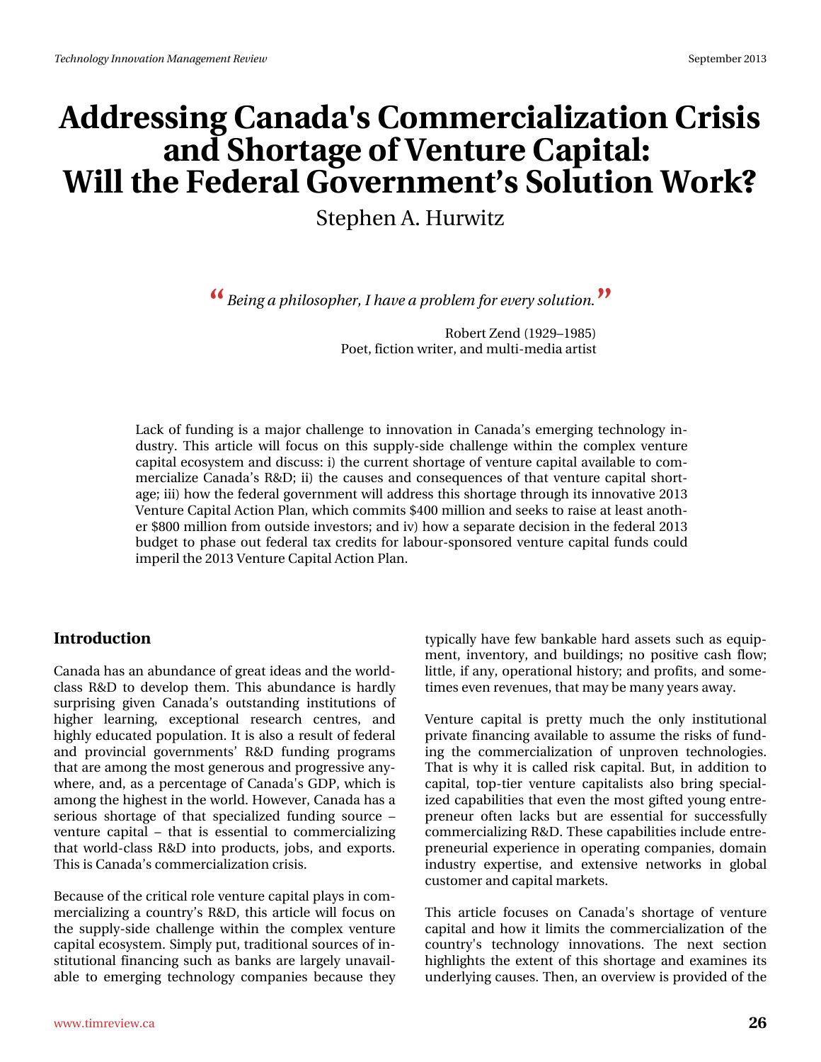# Addressing Canada's Commercialization Crisis and Shortage of Venture Capital: Will the Federal Government's Solution Work?

Stephen A. Hurwitz

> *"Being a philosopher, I have a problem for every solution."*
>
> Robert Zend (1929–1985)
> Poet, fiction writer, and multi-media artist

Lack of funding is a major challenge to innovation in Canada's emerging technology industry. This article will focus on this supply-side challenge within the complex venture capital ecosystem and discuss: i) the current shortage of venture capital available to commercialize Canada's R&D; ii) the causes and consequences of that venture capital shortage; iii) how the federal government will address this shortage through its innovative 2013 Venture Capital Action Plan, which commits $400 million and seeks to raise at least another $800 million from outside investors; and iv) how a separate decision in the federal 2013 budget to phase out federal tax credits for labour-sponsored venture capital funds could imperil the 2013 Venture Capital Action Plan.

## Introduction

Canada has an abundance of great ideas and the world-class R&D to develop them. This abundance is hardly surprising given Canada's outstanding institutions of higher learning, exceptional research centres, and highly educated population. It is also a result of federal and provincial governments' R&D funding programs that are among the most generous and progressive anywhere, and, as a percentage of Canada's GDP, which is among the highest in the world. However, Canada has a serious shortage of that specialized funding source – venture capital – that is essential to commercializing that world-class R&D into products, jobs, and exports. This is Canada's commercialization crisis.

Because of the critical role venture capital plays in commercializing a country's R&D, this article will focus on the supply-side challenge within the complex venture capital ecosystem. Simply put, traditional sources of institutional financing such as banks are largely unavailable to emerging technology companies because they typically have few bankable hard assets such as equipment, inventory, and buildings; no positive cash flow; little, if any, operational history; and profits, and sometimes even revenues, that may be many years away.

Venture capital is pretty much the only institutional private financing available to assume the risks of funding the commercialization of unproven technologies. That is why it is called risk capital. But, in addition to capital, top-tier venture capitalists also bring specialized capabilities that even the most gifted young entrepreneur often lacks but are essential for successfully commercializing R&D. These capabilities include entrepreneurial experience in operating companies, domain industry expertise, and extensive networks in global customer and capital markets.

This article focuses on Canada's shortage of venture capital and how it limits the commercialization of the country's technology innovations. The next section highlights the extent of this shortage and examines its underlying causes. Then, an overview is provided of the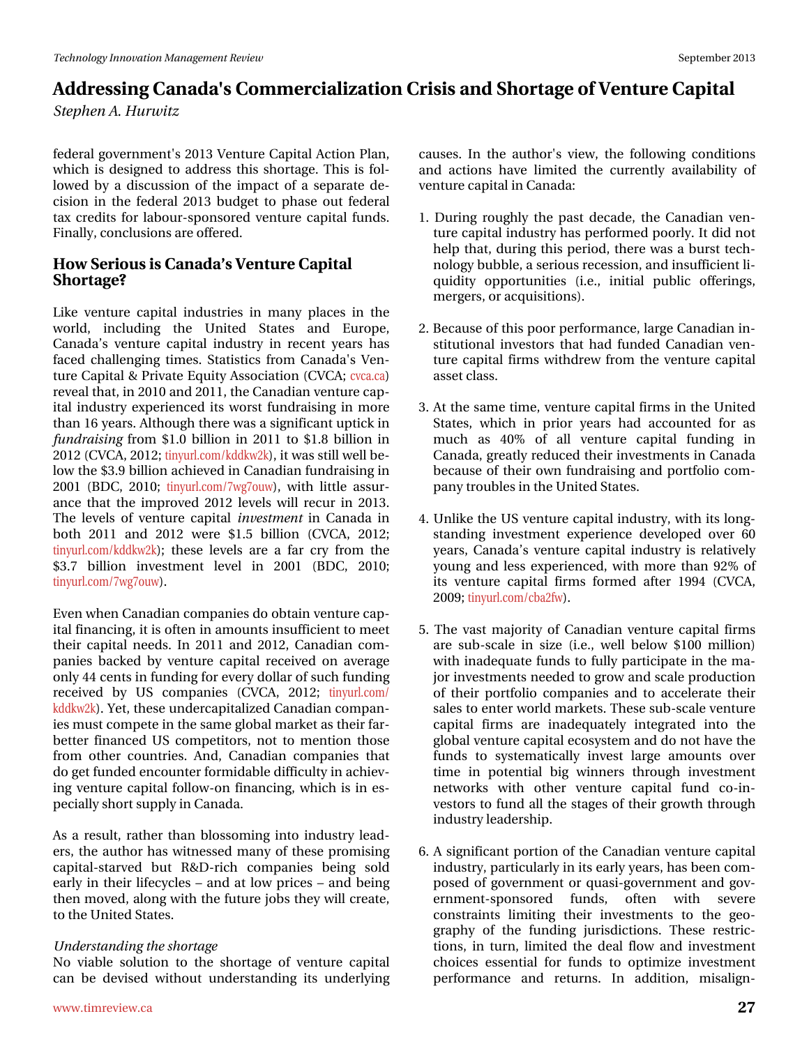federal government's 2013 Venture Capital Action Plan, which is designed to address this shortage. This is followed by a discussion of the impact of a separate decision in the federal 2013 budget to phase out federal tax credits for labour-sponsored venture capital funds. Finally, conclusions are offered.

## How Serious is Canada's Venture Capital Shortage?

Like venture capital industries in many places in the world, including the United States and Europe, Canada's venture capital industry in recent years has faced challenging times. Statistics from Canada's Venture Capital & Private Equity Association (CVCA; cvca.ca) reveal that, in 2010 and 2011, the Canadian venture capital industry experienced its worst fundraising in more than 16 years. Although there was a significant uptick in *fundraising* from $1.0 billion in 2011 to $1.8 billion in 2012 (CVCA, 2012; tinyurl.com/kddkw2k), it was still well below the $3.9 billion achieved in Canadian fundraising in 2001 (BDC, 2010; tinyurl.com/7wg7ouw), with little assurance that the improved 2012 levels will recur in 2013. The levels of venture capital *investment* in Canada in both 2011 and 2012 were $1.5 billion (CVCA, 2012; tinyurl.com/kddkw2k); these levels are a far cry from the $3.7 billion investment level in 2001 (BDC, 2010; tinyurl.com/7wg7ouw).

Even when Canadian companies do obtain venture capital financing, it is often in amounts insufficient to meet their capital needs. In 2011 and 2012, Canadian companies backed by venture capital received on average only 44 cents in funding for every dollar of such funding received by US companies (CVCA, 2012; tinyurl.com/kddkw2k). Yet, these undercapitalized Canadian companies must compete in the same global market as their far-better financed US competitors, not to mention those from other countries. And, Canadian companies that do get funded encounter formidable difficulty in achieving venture capital follow-on financing, which is in especially short supply in Canada.

As a result, rather than blossoming into industry leaders, the author has witnessed many of these promising capital-starved but R&D-rich companies being sold early in their lifecycles – and at low prices – and being then moved, along with the future jobs they will create, to the United States.

*Understanding the shortage*

No viable solution to the shortage of venture capital can be devised without understanding its underlying causes. In the author's view, the following conditions and actions have limited the currently availability of venture capital in Canada:

1. During roughly the past decade, the Canadian venture capital industry has performed poorly. It did not help that, during this period, there was a burst technology bubble, a serious recession, and insufficient liquidity opportunities (i.e., initial public offerings, mergers, or acquisitions).

2. Because of this poor performance, large Canadian institutional investors that had funded Canadian venture capital firms withdrew from the venture capital asset class.

3. At the same time, venture capital firms in the United States, which in prior years had accounted for as much as 40% of all venture capital funding in Canada, greatly reduced their investments in Canada because of their own fundraising and portfolio company troubles in the United States.

4. Unlike the US venture capital industry, with its long-standing investment experience developed over 60 years, Canada's venture capital industry is relatively young and less experienced, with more than 92% of its venture capital firms formed after 1994 (CVCA, 2009; tinyurl.com/cba2fw).

5. The vast majority of Canadian venture capital firms are sub-scale in size (i.e., well below $100 million) with inadequate funds to fully participate in the major investments needed to grow and scale production of their portfolio companies and to accelerate their sales to enter world markets. These sub-scale venture capital firms are inadequately integrated into the global venture capital ecosystem and do not have the funds to systematically invest large amounts over time in potential big winners through investment networks with other venture capital fund co-investors to fund all the stages of their growth through industry leadership.

6. A significant portion of the Canadian venture capital industry, particularly in its early years, has been composed of government or quasi-government and government-sponsored funds, often with severe constraints limiting their investments to the geography of the funding jurisdictions. These restrictions, in turn, limited the deal flow and investment choices essential for funds to optimize investment performance and returns. In addition, misalign-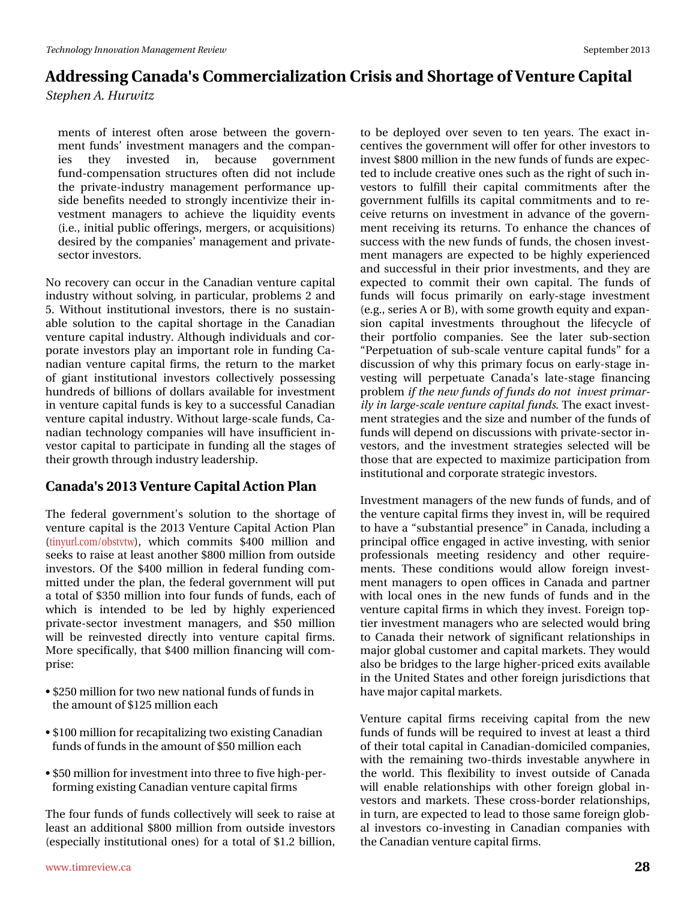ments of interest often arose between the government funds' investment managers and the companies they invested in, because government fund-compensation structures often did not include the private-industry management performance upside benefits needed to strongly incentivize their investment managers to achieve the liquidity events (i.e., initial public offerings, mergers, or acquisitions) desired by the companies' management and private-sector investors.

No recovery can occur in the Canadian venture capital industry without solving, in particular, problems 2 and 5. Without institutional investors, there is no sustainable solution to the capital shortage in the Canadian venture capital industry. Although individuals and corporate investors play an important role in funding Canadian venture capital firms, the return to the market of giant institutional investors collectively possessing hundreds of billions of dollars available for investment in venture capital funds is key to a successful Canadian venture capital industry. Without large-scale funds, Canadian technology companies will have insufficient investor capital to participate in funding all the stages of their growth through industry leadership.

## Canada's 2013 Venture Capital Action Plan

The federal government's solution to the shortage of venture capital is the 2013 Venture Capital Action Plan (tinyurl.com/obstvtw), which commits $400 million and seeks to raise at least another $800 million from outside investors. Of the $400 million in federal funding committed under the plan, the federal government will put a total of $350 million into four funds of funds, each of which is intended to be led by highly experienced private-sector investment managers, and $50 million will be reinvested directly into venture capital firms. More specifically, that $400 million financing will comprise:

- $250 million for two new national funds of funds in the amount of $125 million each
- $100 million for recapitalizing two existing Canadian funds of funds in the amount of $50 million each
- $50 million for investment into three to five high-performing existing Canadian venture capital firms

The four funds of funds collectively will seek to raise at least an additional $800 million from outside investors (especially institutional ones) for a total of $1.2 billion, to be deployed over seven to ten years. The exact incentives the government will offer for other investors to invest $800 million in the new funds of funds are expected to include creative ones such as the right of such investors to fulfill their capital commitments after the government fulfills its capital commitments and to receive returns on investment in advance of the government receiving its returns. To enhance the chances of success with the new funds of funds, the chosen investment managers are expected to be highly experienced and successful in their prior investments, and they are expected to commit their own capital. The funds of funds will focus primarily on early-stage investment (e.g., series A or B), with some growth equity and expansion capital investments throughout the lifecycle of their portfolio companies. See the later sub-section "Perpetuation of sub-scale venture capital funds" for a discussion of why this primary focus on early-stage investing will perpetuate Canada's late-stage financing problem *if the new funds of funds do not invest primarily in large-scale venture capital funds*. The exact investment strategies and the size and number of the funds of funds will depend on discussions with private-sector investors, and the investment strategies selected will be those that are expected to maximize participation from institutional and corporate strategic investors.

Investment managers of the new funds of funds, and of the venture capital firms they invest in, will be required to have a "substantial presence" in Canada, including a principal office engaged in active investing, with senior professionals meeting residency and other requirements. These conditions would allow foreign investment managers to open offices in Canada and partner with local ones in the new funds of funds and in the venture capital firms in which they invest. Foreign top-tier investment managers who are selected would bring to Canada their network of significant relationships in major global customer and capital markets. They would also be bridges to the large higher-priced exits available in the United States and other foreign jurisdictions that have major capital markets.

Venture capital firms receiving capital from the new funds of funds will be required to invest at least a third of their total capital in Canadian-domiciled companies, with the remaining two-thirds investable anywhere in the world. This flexibility to invest outside of Canada will enable relationships with other foreign global investors and markets. These cross-border relationships, in turn, are expected to lead to those same foreign global investors co-investing in Canadian companies with the Canadian venture capital firms.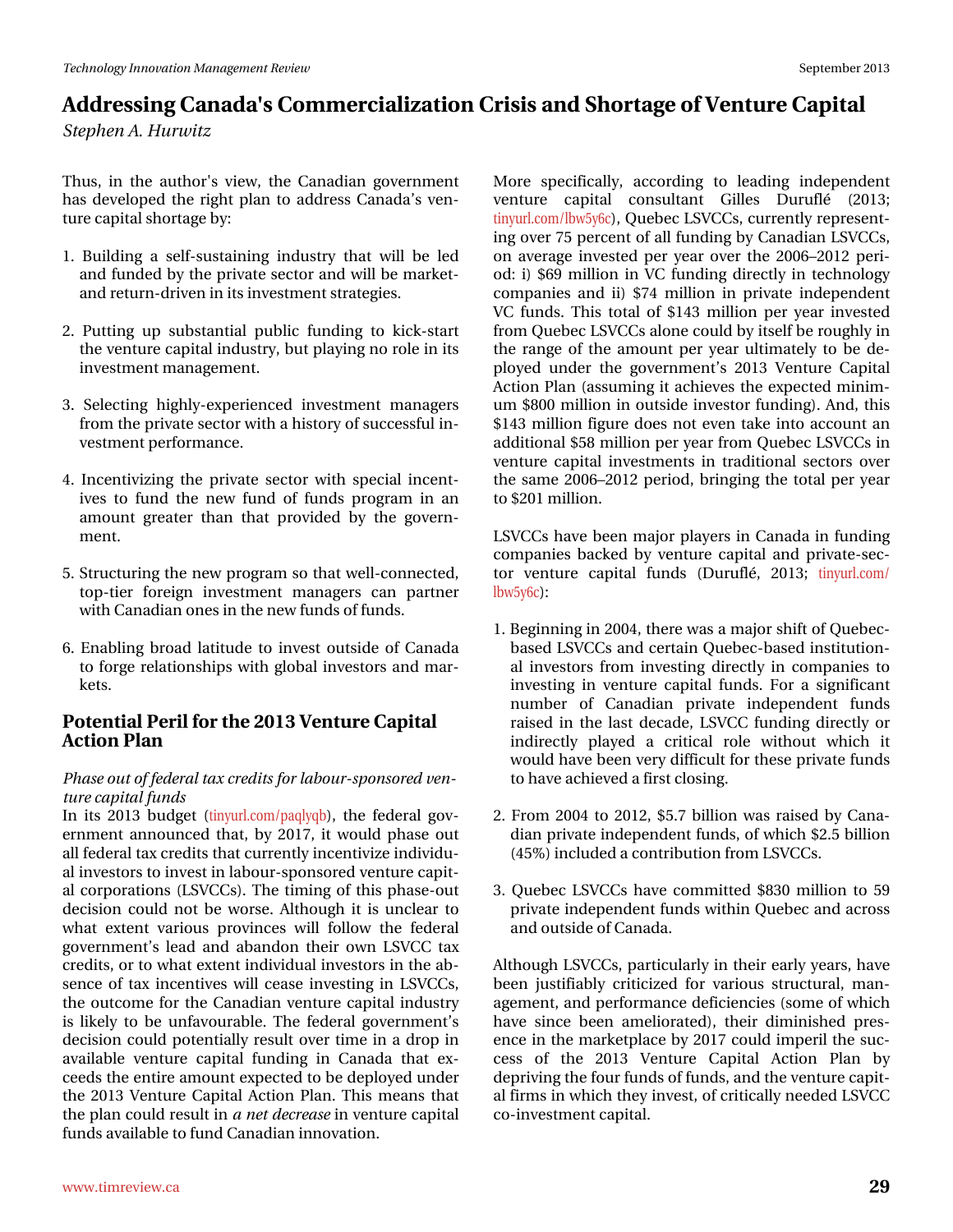Thus, in the author's view, the Canadian government has developed the right plan to address Canada's venture capital shortage by:

1. Building a self-sustaining industry that will be led and funded by the private sector and will be market- and return-driven in its investment strategies.

2. Putting up substantial public funding to kick-start the venture capital industry, but playing no role in its investment management.

3. Selecting highly-experienced investment managers from the private sector with a history of successful investment performance.

4. Incentivizing the private sector with special incentives to fund the new fund of funds program in an amount greater than that provided by the government.

5. Structuring the new program so that well-connected, top-tier foreign investment managers can partner with Canadian ones in the new funds of funds.

6. Enabling broad latitude to invest outside of Canada to forge relationships with global investors and markets.

## Potential Peril for the 2013 Venture Capital Action Plan

*Phase out of federal tax credits for labour-sponsored venture capital funds*

In its 2013 budget (tinyurl.com/paqlyqb), the federal government announced that, by 2017, it would phase out all federal tax credits that currently incentivize individual investors to invest in labour-sponsored venture capital corporations (LSVCCs). The timing of this phase-out decision could not be worse. Although it is unclear to what extent various provinces will follow the federal government's lead and abandon their own LSVCC tax credits, or to what extent individual investors in the absence of tax incentives will cease investing in LSVCCs, the outcome for the Canadian venture capital industry is likely to be unfavourable. The federal government's decision could potentially result over time in a drop in available venture capital funding in Canada that exceeds the entire amount expected to be deployed under the 2013 Venture Capital Action Plan. This means that the plan could result in *a net decrease* in venture capital funds available to fund Canadian innovation.

More specifically, according to leading independent venture capital consultant Gilles Duruflé (2013; tinyurl.com/lbw5y6c), Quebec LSVCCs, currently representing over 75 percent of all funding by Canadian LSVCCs, on average invested per year over the 2006–2012 period: i) $69 million in VC funding directly in technology companies and ii) $74 million in private independent VC funds. This total of $143 million per year invested from Quebec LSVCCs alone could by itself be roughly in the range of the amount per year ultimately to be deployed under the government's 2013 Venture Capital Action Plan (assuming it achieves the expected minimum $800 million in outside investor funding). And, this $143 million figure does not even take into account an additional $58 million per year from Quebec LSVCCs in venture capital investments in traditional sectors over the same 2006–2012 period, bringing the total per year to $201 million.

LSVCCs have been major players in Canada in funding companies backed by venture capital and private-sector venture capital funds (Duruflé, 2013; tinyurl.com/lbw5y6c):

1. Beginning in 2004, there was a major shift of Quebec-based LSVCCs and certain Quebec-based institutional investors from investing directly in companies to investing in venture capital funds. For a significant number of Canadian private independent funds raised in the last decade, LSVCC funding directly or indirectly played a critical role without which it would have been very difficult for these private funds to have achieved a first closing.

2. From 2004 to 2012, $5.7 billion was raised by Canadian private independent funds, of which $2.5 billion (45%) included a contribution from LSVCCs.

3. Quebec LSVCCs have committed $830 million to 59 private independent funds within Quebec and across and outside of Canada.

Although LSVCCs, particularly in their early years, have been justifiably criticized for various structural, management, and performance deficiencies (some of which have since been ameliorated), their diminished presence in the marketplace by 2017 could imperil the success of the 2013 Venture Capital Action Plan by depriving the four funds of funds, and the venture capital firms in which they invest, of critically needed LSVCC co-investment capital.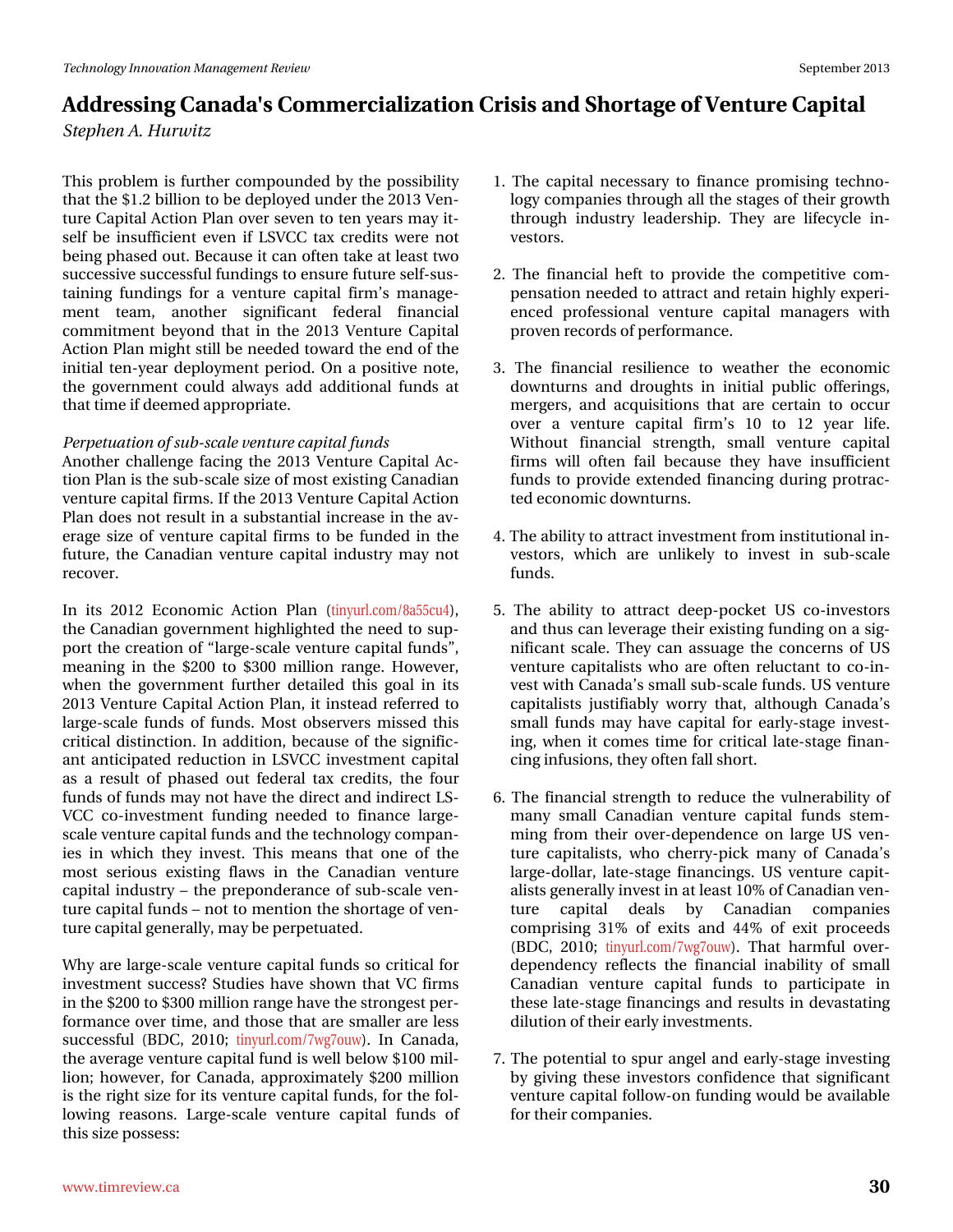This problem is further compounded by the possibility that the $1.2 billion to be deployed under the 2013 Venture Capital Action Plan over seven to ten years may itself be insufficient even if LSVCC tax credits were not being phased out. Because it can often take at least two successive successful fundings to ensure future self-sustaining fundings for a venture capital firm's management team, another significant federal financial commitment beyond that in the 2013 Venture Capital Action Plan might still be needed toward the end of the initial ten-year deployment period. On a positive note, the government could always add additional funds at that time if deemed appropriate.

*Perpetuation of sub-scale venture capital funds*

Another challenge facing the 2013 Venture Capital Action Plan is the sub-scale size of most existing Canadian venture capital firms. If the 2013 Venture Capital Action Plan does not result in a substantial increase in the average size of venture capital firms to be funded in the future, the Canadian venture capital industry may not recover.

In its 2012 Economic Action Plan (tinyurl.com/8a55cu4), the Canadian government highlighted the need to support the creation of "large-scale venture capital funds", meaning in the $200 to $300 million range. However, when the government further detailed this goal in its 2013 Venture Capital Action Plan, it instead referred to large-scale funds of funds. Most observers missed this critical distinction. In addition, because of the significant anticipated reduction in LSVCC investment capital as a result of phased out federal tax credits, the four funds of funds may not have the direct and indirect LSVCC co-investment funding needed to finance large-scale venture capital funds and the technology companies in which they invest. This means that one of the most serious existing flaws in the Canadian venture capital industry – the preponderance of sub-scale venture capital funds – not to mention the shortage of venture capital generally, may be perpetuated.

Why are large-scale venture capital funds so critical for investment success? Studies have shown that VC firms in the $200 to $300 million range have the strongest performance over time, and those that are smaller are less successful (BDC, 2010; tinyurl.com/7wg7ouw). In Canada, the average venture capital fund is well below $100 million; however, for Canada, approximately $200 million is the right size for its venture capital funds, for the following reasons. Large-scale venture capital funds of this size possess:

1. The capital necessary to finance promising technology companies through all the stages of their growth through industry leadership. They are lifecycle investors.

2. The financial heft to provide the competitive compensation needed to attract and retain highly experienced professional venture capital managers with proven records of performance.

3. The financial resilience to weather the economic downturns and droughts in initial public offerings, mergers, and acquisitions that are certain to occur over a venture capital firm's 10 to 12 year life. Without financial strength, small venture capital firms will often fail because they have insufficient funds to provide extended financing during protracted economic downturns.

4. The ability to attract investment from institutional investors, which are unlikely to invest in sub-scale funds.

5. The ability to attract deep-pocket US co-investors and thus can leverage their existing funding on a significant scale. They can assuage the concerns of US venture capitalists who are often reluctant to co-invest with Canada's small sub-scale funds. US venture capitalists justifiably worry that, although Canada's small funds may have capital for early-stage investing, when it comes time for critical late-stage financing infusions, they often fall short.

6. The financial strength to reduce the vulnerability of many small Canadian venture capital funds stemming from their over-dependence on large US venture capitalists, who cherry-pick many of Canada's large-dollar, late-stage financings. US venture capitalists generally invest in at least 10% of Canadian venture capital deals by Canadian companies comprising 31% of exits and 44% of exit proceeds (BDC, 2010; tinyurl.com/7wg7ouw). That harmful over-dependency reflects the financial inability of small Canadian venture capital funds to participate in these late-stage financings and results in devastating dilution of their early investments.

7. The potential to spur angel and early-stage investing by giving these investors confidence that significant venture capital follow-on funding would be available for their companies.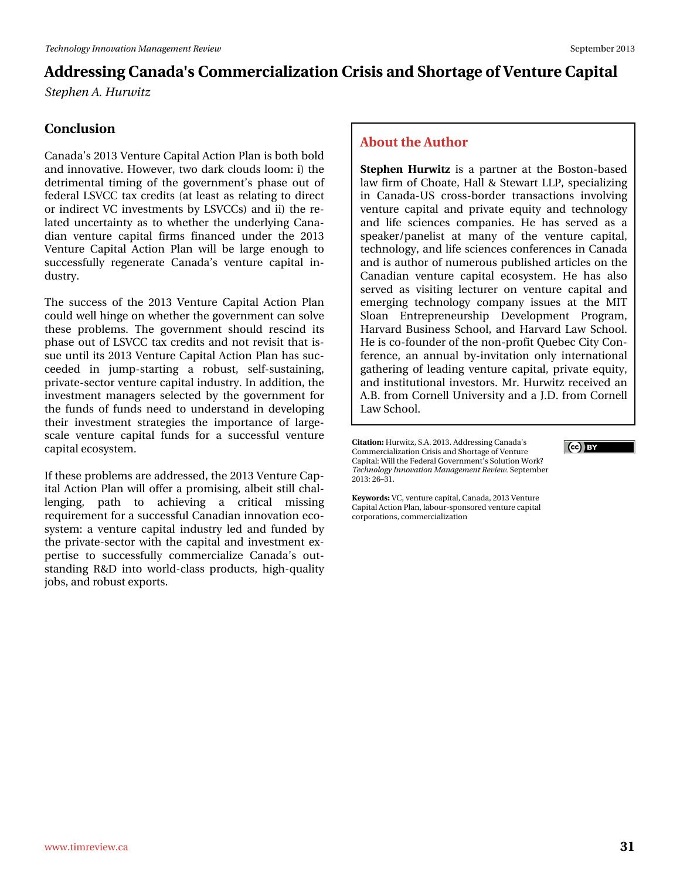## Conclusion

Canada's 2013 Venture Capital Action Plan is both bold and innovative. However, two dark clouds loom: i) the detrimental timing of the government's phase out of federal LSVCC tax credits (at least as relating to direct or indirect VC investments by LSVCCs) and ii) the related uncertainty as to whether the underlying Canadian venture capital firms financed under the 2013 Venture Capital Action Plan will be large enough to successfully regenerate Canada's venture capital industry.

The success of the 2013 Venture Capital Action Plan could well hinge on whether the government can solve these problems. The government should rescind its phase out of LSVCC tax credits and not revisit that issue until its 2013 Venture Capital Action Plan has succeeded in jump-starting a robust, self-sustaining, private-sector venture capital industry. In addition, the investment managers selected by the government for the funds of funds need to understand in developing their investment strategies the importance of large-scale venture capital funds for a successful venture capital ecosystem.

If these problems are addressed, the 2013 Venture Capital Action Plan will offer a promising, albeit still challenging, path to achieving a critical missing requirement for a successful Canadian innovation ecosystem: a venture capital industry led and funded by the private-sector with the capital and investment expertise to successfully commercialize Canada's outstanding R&D into world-class products, high-quality jobs, and robust exports.

## About the Author

**Stephen Hurwitz** is a partner at the Boston-based law firm of Choate, Hall & Stewart LLP, specializing in Canada-US cross-border transactions involving venture capital and private equity and technology and life sciences companies. He has served as a speaker/panelist at many of the venture capital, technology, and life sciences conferences in Canada and is author of numerous published articles on the Canadian venture capital ecosystem. He has also served as visiting lecturer on venture capital and emerging technology company issues at the MIT Sloan Entrepreneurship Development Program, Harvard Business School, and Harvard Law School. He is co-founder of the non-profit Quebec City Conference, an annual by-invitation only international gathering of leading venture capital, private equity, and institutional investors. Mr. Hurwitz received an A.B. from Cornell University and a J.D. from Cornell Law School.

**Citation:** Hurwitz, S.A. 2013. Addressing Canada's Commercialization Crisis and Shortage of Venture Capital: Will the Federal Government's Solution Work? *Technology Innovation Management Review*. September 2013: 26–31.

**Keywords:** VC, venture capital, Canada, 2013 Venture Capital Action Plan, labour-sponsored venture capital corporations, commercialization